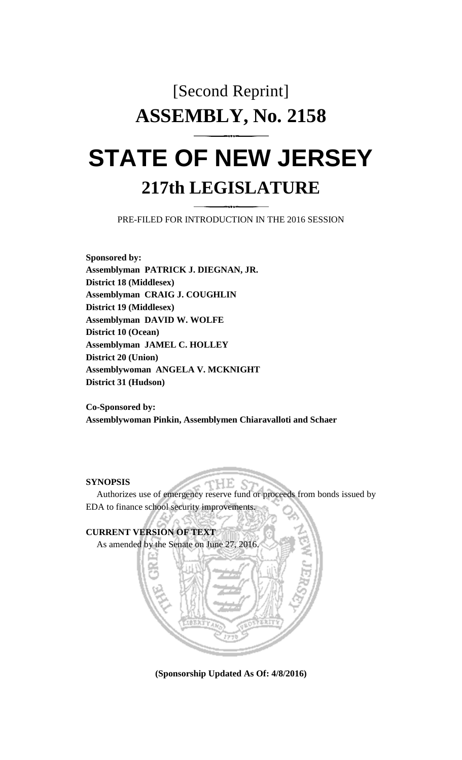[Second Reprint]

# ASSEMBLY, No. 2158

# STATE OF NEW JERSEY

## 217th LEGISLATURE

PRE-FILED FOR INTRODUCTION IN THE 2016 SESSION

**Sponsored by:**
**Assemblyman PATRICK J. DIEGNAN, JR.**
**District 18 (Middlesex)**
**Assemblyman CRAIG J. COUGHLIN**
**District 19 (Middlesex)**
**Assemblyman DAVID W. WOLFE**
**District 10 (Ocean)**
**Assemblyman JAMEL C. HOLLEY**
**District 20 (Union)**
**Assemblywoman ANGELA V. MCKNIGHT**
**District 31 (Hudson)**

**Co-Sponsored by:**
**Assemblywoman Pinkin, Assemblymen Chiaravalloti and Schaer**

**SYNOPSIS**

Authorizes use of emergency reserve fund or proceeds from bonds issued by EDA to finance school security improvements.

**CURRENT VERSION OF TEXT**

As amended by the Senate on June 27, 2016.

**(Sponsorship Updated As Of: 4/8/2016)**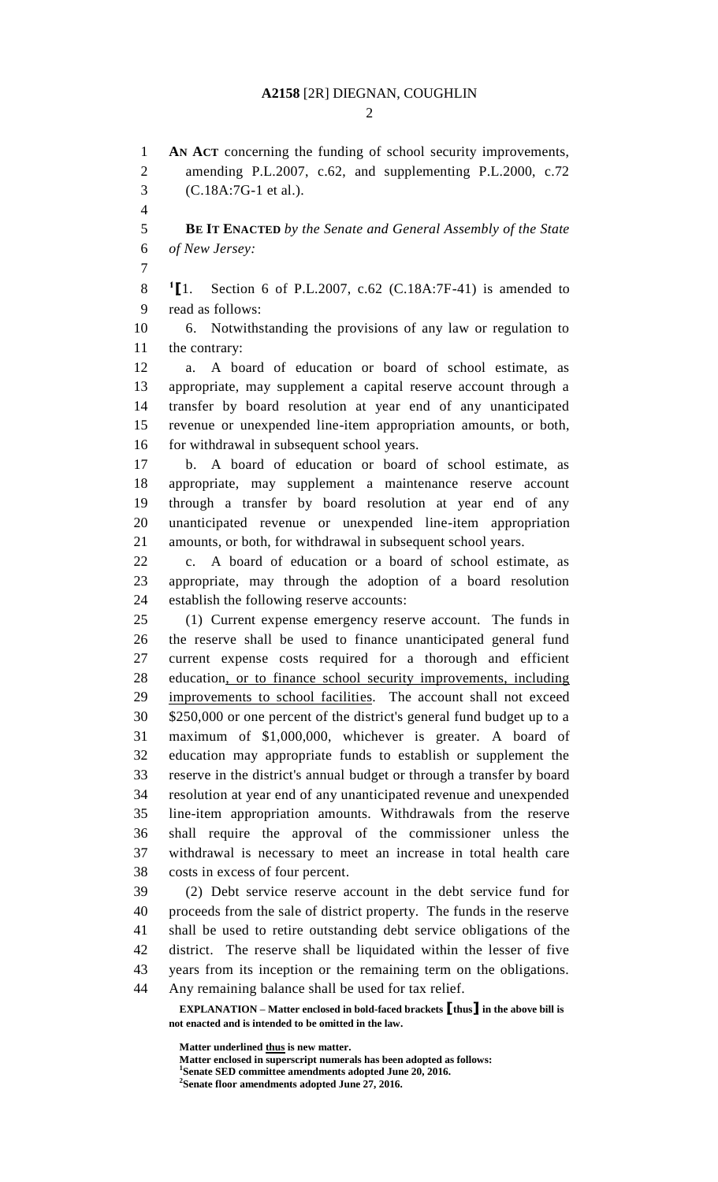**AN ACT** concerning the funding of school security improvements, amending P.L.2007, c.62, and supplementing P.L.2000, c.72 (C.18A:7G-1 et al.).

**BE IT ENACTED** *by the Senate and General Assembly of the State of New Jersey:*

[1]**[**1. Section 6 of P.L.2007, c.62 (C.18A:7F-41) is amended to read as follows:

6. Notwithstanding the provisions of any law or regulation to the contrary:

a. A board of education or board of school estimate, as appropriate, may supplement a capital reserve account through a transfer by board resolution at year end of any unanticipated revenue or unexpended line-item appropriation amounts, or both, for withdrawal in subsequent school years.

b. A board of education or board of school estimate, as appropriate, may supplement a maintenance reserve account through a transfer by board resolution at year end of any unanticipated revenue or unexpended line-item appropriation amounts, or both, for withdrawal in subsequent school years.

c. A board of education or a board of school estimate, as appropriate, may through the adoption of a board resolution establish the following reserve accounts:

(1) Current expense emergency reserve account. The funds in the reserve shall be used to finance unanticipated general fund current expense costs required for a thorough and efficient education<u>, or to finance school security improvements, including improvements to school facilities</u>. The account shall not exceed $250,000 or one percent of the district's general fund budget up to a maximum of $1,000,000, whichever is greater. A board of education may appropriate funds to establish or supplement the reserve in the district's annual budget or through a transfer by board resolution at year end of any unanticipated revenue and unexpended line-item appropriation amounts. Withdrawals from the reserve shall require the approval of the commissioner unless the withdrawal is necessary to meet an increase in total health care costs in excess of four percent.

(2) Debt service reserve account in the debt service fund for proceeds from the sale of district property. The funds in the reserve shall be used to retire outstanding debt service obligations of the district. The reserve shall be liquidated within the lesser of five years from its inception or the remaining term on the obligations. Any remaining balance shall be used for tax relief.

**EXPLANATION – Matter enclosed in bold-faced brackets [thus] in the above bill is not enacted and is intended to be omitted in the law.**

**Matter underlined <u>thus</u> is new matter.**
**Matter enclosed in superscript numerals has been adopted as follows:**
[1]**Senate SED committee amendments adopted June 20, 2016.**
[2]**Senate floor amendments adopted June 27, 2016.**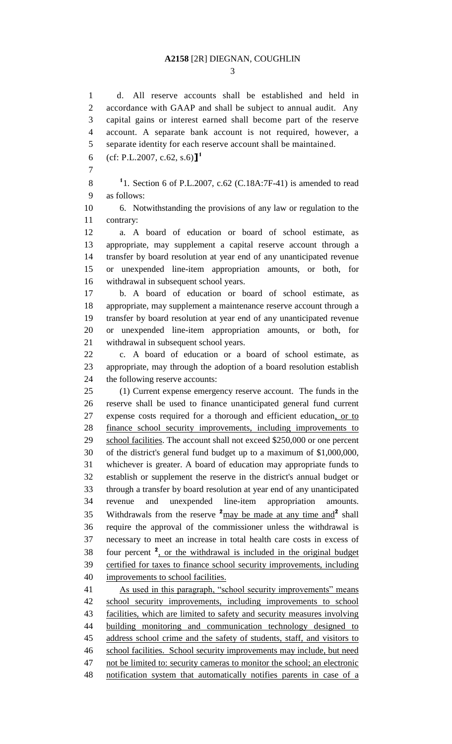d. All reserve accounts shall be established and held in accordance with GAAP and shall be subject to annual audit. Any capital gains or interest earned shall become part of the reserve account. A separate bank account is not required, however, a separate identity for each reserve account shall be maintained.

(cf: P.L.2007, c.62, s.6)]]¹

¹1. Section 6 of P.L.2007, c.62 (C.18A:7F-41) is amended to read as follows:

6. Notwithstanding the provisions of any law or regulation to the contrary:

a. A board of education or board of school estimate, as appropriate, may supplement a capital reserve account through a transfer by board resolution at year end of any unanticipated revenue or unexpended line-item appropriation amounts, or both, for withdrawal in subsequent school years.

b. A board of education or board of school estimate, as appropriate, may supplement a maintenance reserve account through a transfer by board resolution at year end of any unanticipated revenue or unexpended line-item appropriation amounts, or both, for withdrawal in subsequent school years.

c. A board of education or a board of school estimate, as appropriate, may through the adoption of a board resolution establish the following reserve accounts:

(1) Current expense emergency reserve account. The funds in the reserve shall be used to finance unanticipated general fund current expense costs required for a thorough and efficient education, or to finance school security improvements, including improvements to school facilities. The account shall not exceed $250,000 or one percent of the district's general fund budget up to a maximum of $1,000,000, whichever is greater. A board of education may appropriate funds to establish or supplement the reserve in the district's annual budget or through a transfer by board resolution at year end of any unanticipated revenue and unexpended line-item appropriation amounts. Withdrawals from the reserve ²may be made at any time and² shall require the approval of the commissioner unless the withdrawal is necessary to meet an increase in total health care costs in excess of four percent ², or the withdrawal is included in the original budget certified for taxes to finance school security improvements, including improvements to school facilities.

As used in this paragraph, "school security improvements" means school security improvements, including improvements to school facilities, which are limited to safety and security measures involving building monitoring and communication technology designed to address school crime and the safety of students, staff, and visitors to school facilities. School security improvements may include, but need not be limited to: security cameras to monitor the school; an electronic notification system that automatically notifies parents in case of a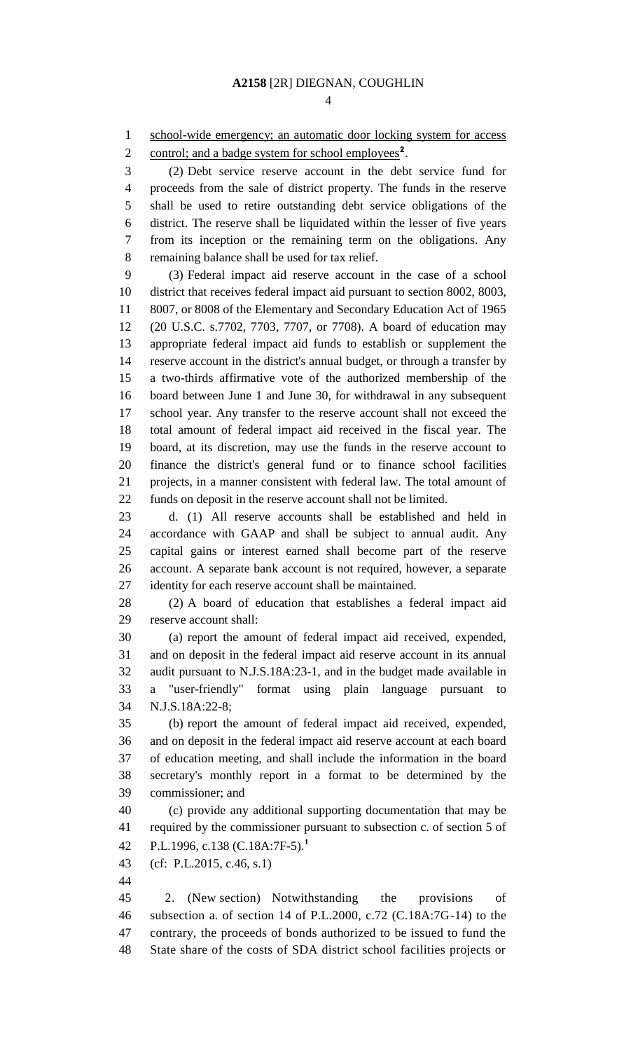school-wide emergency; an automatic door locking system for access control; and a badge system for school employees[2].

(2) Debt service reserve account in the debt service fund for proceeds from the sale of district property. The funds in the reserve shall be used to retire outstanding debt service obligations of the district. The reserve shall be liquidated within the lesser of five years from its inception or the remaining term on the obligations. Any remaining balance shall be used for tax relief.

(3) Federal impact aid reserve account in the case of a school district that receives federal impact aid pursuant to section 8002, 8003, 8007, or 8008 of the Elementary and Secondary Education Act of 1965 (20 U.S.C. s.7702, 7703, 7707, or 7708). A board of education may appropriate federal impact aid funds to establish or supplement the reserve account in the district's annual budget, or through a transfer by a two-thirds affirmative vote of the authorized membership of the board between June 1 and June 30, for withdrawal in any subsequent school year. Any transfer to the reserve account shall not exceed the total amount of federal impact aid received in the fiscal year. The board, at its discretion, may use the funds in the reserve account to finance the district's general fund or to finance school facilities projects, in a manner consistent with federal law. The total amount of funds on deposit in the reserve account shall not be limited.

d. (1) All reserve accounts shall be established and held in accordance with GAAP and shall be subject to annual audit. Any capital gains or interest earned shall become part of the reserve account. A separate bank account is not required, however, a separate identity for each reserve account shall be maintained.

(2) A board of education that establishes a federal impact aid reserve account shall:

(a) report the amount of federal impact aid received, expended, and on deposit in the federal impact aid reserve account in its annual audit pursuant to N.J.S.18A:23-1, and in the budget made available in a "user-friendly" format using plain language pursuant to N.J.S.18A:22-8;

(b) report the amount of federal impact aid received, expended, and on deposit in the federal impact aid reserve account at each board of education meeting, and shall include the information in the board secretary's monthly report in a format to be determined by the commissioner; and

(c) provide any additional supporting documentation that may be required by the commissioner pursuant to subsection c. of section 5 of P.L.1996, c.138 (C.18A:7F-5).[1]

(cf: P.L.2015, c.46, s.1)

2. (New section) Notwithstanding the provisions of subsection a. of section 14 of P.L.2000, c.72 (C.18A:7G-14) to the contrary, the proceeds of bonds authorized to be issued to fund the State share of the costs of SDA district school facilities projects or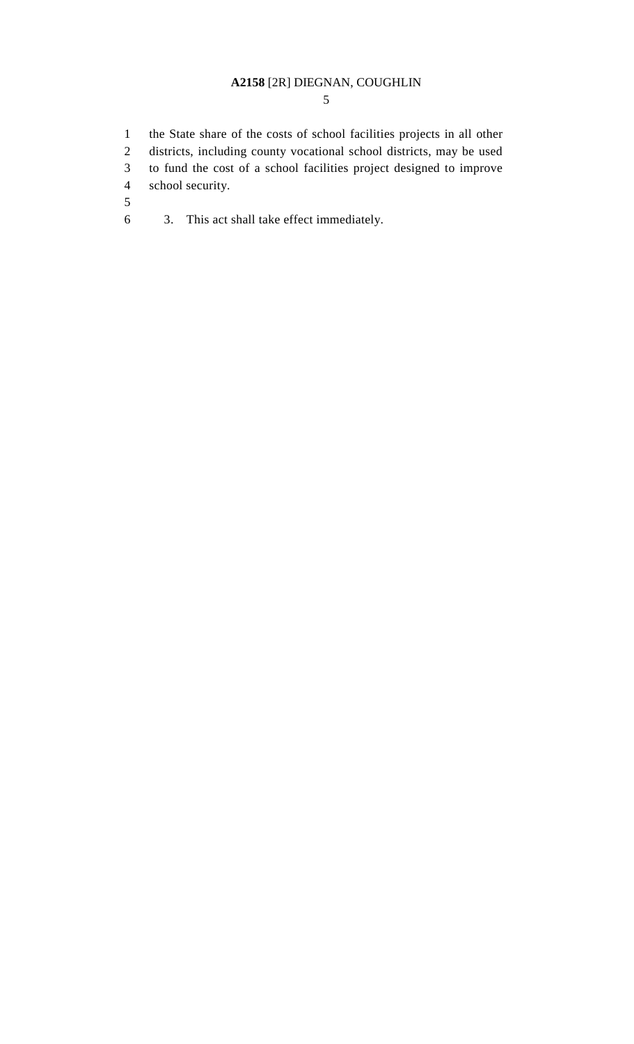the State share of the costs of school facilities projects in all other districts, including county vocational school districts, may be used to fund the cost of a school facilities project designed to improve school security.

3. This act shall take effect immediately.